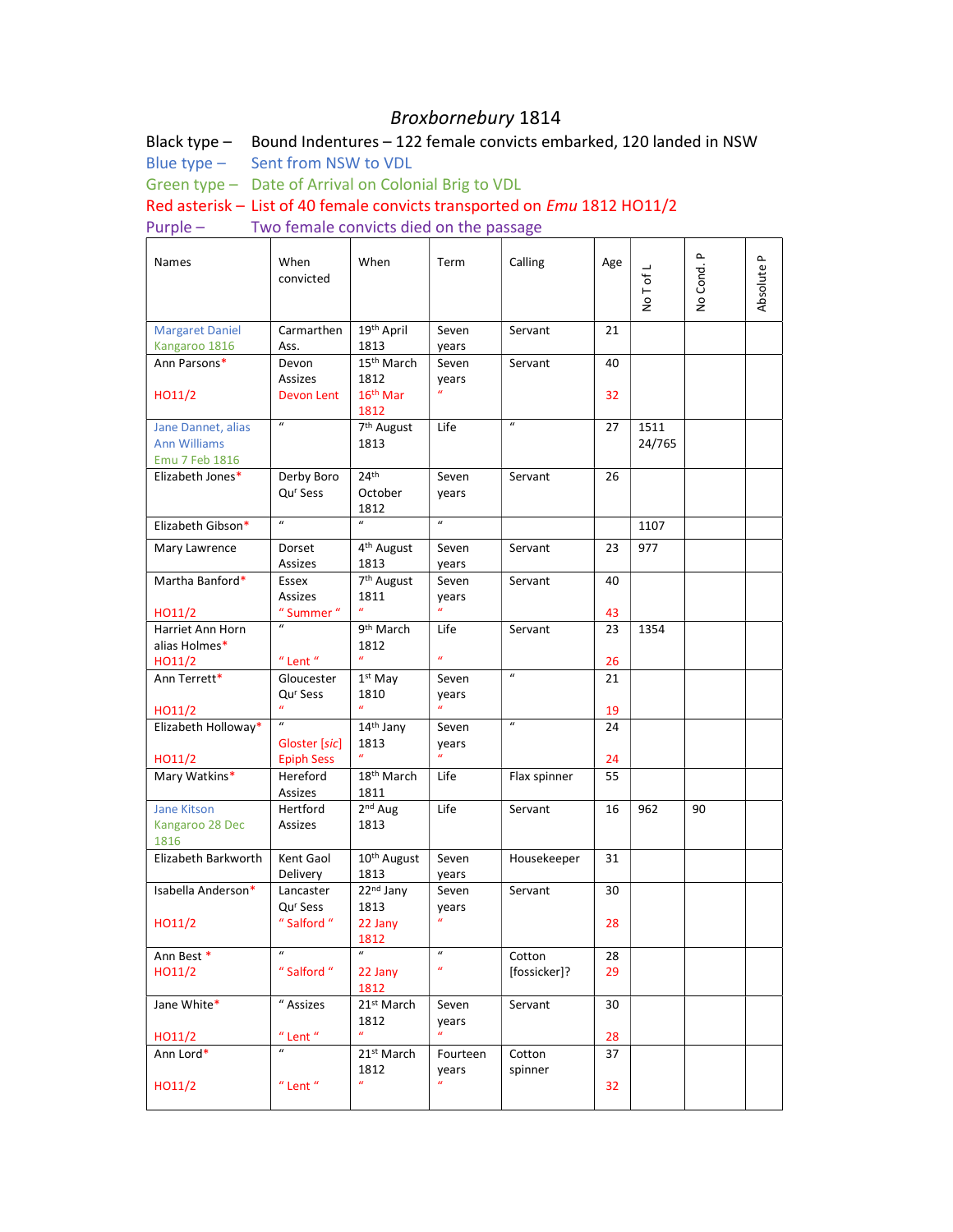# *Broxbornebury* 1814

Black type – Bound Indentures – 122 female convicts embarked, 120 landed in NSW
Blue type – Sent from NSW to VDL
Green type – Date of Arrival on Colonial Brig to VDL
Red asterisk – List of 40 female convicts transported on *Emu* 1812 HO11/2
Purple – Two female convicts died on the passage

| Names | When convicted | When | Term | Calling | Age | No T of L | No Cond. P | Absolute P |
|---|---|---|---|---|---|---|---|---|
| Margaret Daniel Kangaroo 1816 | Carmarthen Ass. | 19th April 1813 | Seven years | Servant | 21 | | | |
| Ann Parsons* HO11/2 | Devon Assizes Devon Lent | 15th March 1812 16th Mar 1812 | Seven years " | Servant | 40 32 | | | |
| Jane Dannet, alias Ann Williams Emu 7 Feb 1816 | " | 7th August 1813 | Life | " | 27 | 1511 24/765 | | |
| Elizabeth Jones* | Derby Boro Qur Sess | 24th October 1812 | Seven years | Servant | 26 | | | |
| Elizabeth Gibson* | " | " | " | | | 1107 | | |
| Mary Lawrence | Dorset Assizes | 4th August 1813 | Seven years | Servant | 23 | 977 | | |
| Martha Banford* HO11/2 | Essex Assizes " Summer " | 7th August 1811 " | Seven years " | Servant | 40 43 | | | |
| Harriet Ann Horn alias Holmes* HO11/2 | " " Lent " | 9th March 1812 " | Life " | Servant | 23 26 | 1354 | | |
| Ann Terrett* HO11/2 | Gloucester Qur Sess " | 1st May 1810 " | Seven years " | " | 21 19 | | | |
| Elizabeth Holloway* HO11/2 | " Gloster [*sic*] Epiph Sess | 14th Jany 1813 " | Seven years " | " | 24 24 | | | |
| Mary Watkins* | Hereford Assizes | 18th March 1811 | Life | Flax spinner | 55 | | | |
| Jane Kitson Kangaroo 28 Dec 1816 | Hertford Assizes | 2nd Aug 1813 | Life | Servant | 16 | 962 | 90 | |
| Elizabeth Barkworth | Kent Gaol Delivery | 10th August 1813 | Seven years | Housekeeper | 31 | | | |
| Isabella Anderson* HO11/2 | Lancaster Qur Sess " Salford " | 22nd Jany 1813 22 Jany 1812 | Seven years " | Servant | 30 28 | | | |
| Ann Best * HO11/2 | " " Salford " | " 22 Jany 1812 | " " | Cotton [fossicker]? | 28 29 | | | |
| Jane White* HO11/2 | " Assizes " Lent " | 21st March 1812 " | Seven years " | Servant | 30 28 | | | |
| Ann Lord* HO11/2 | " " Lent " | 21st March 1812 " | Fourteen years " | Cotton spinner | 37 32 | | | |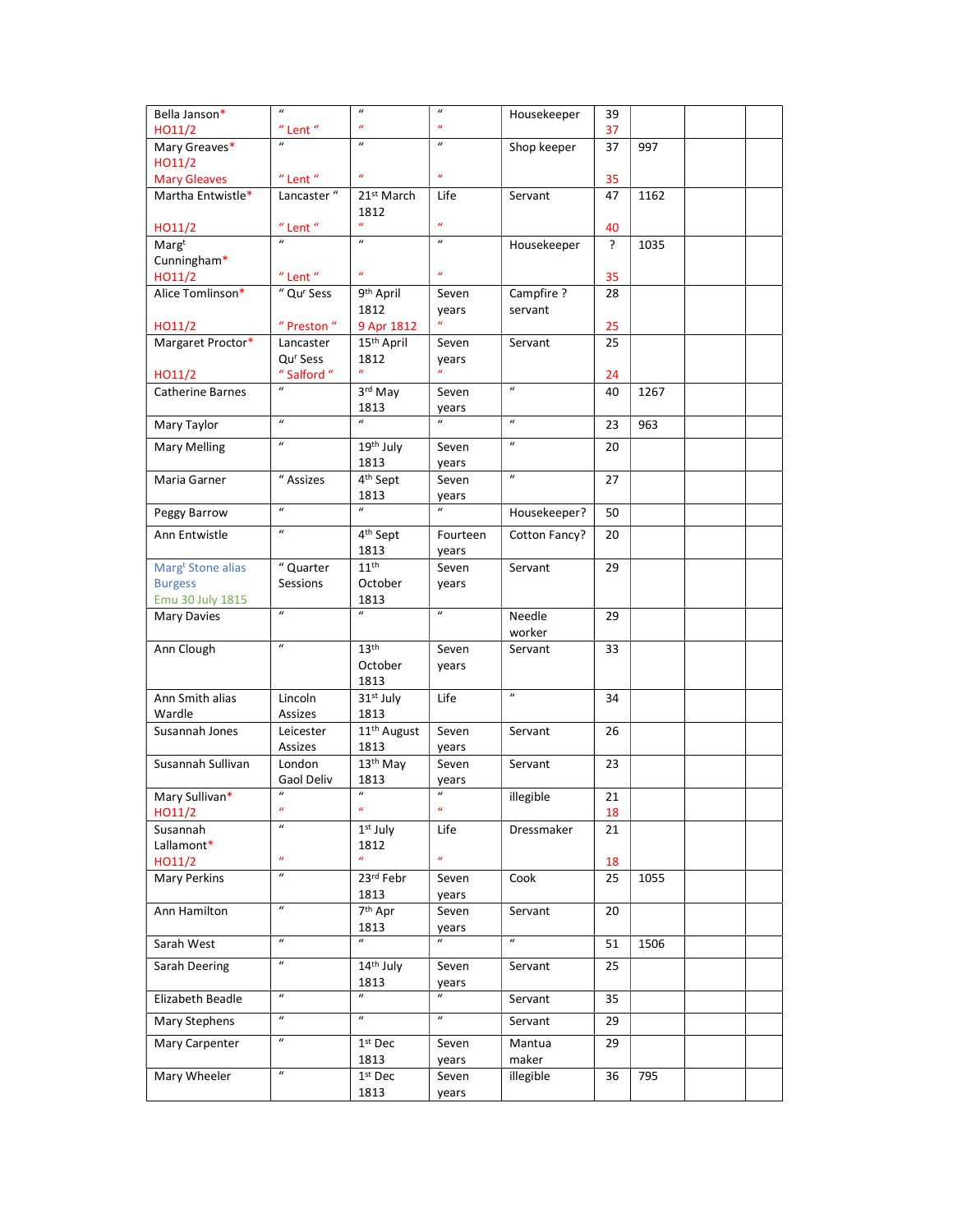| | | | | | | | | |
|---|---|---|---|---|---|---|---|---|
| Bella Janson* HO11/2 | " " Lent " | " " | " " | Housekeeper | 39 37 | | | |
| Mary Greaves* HO11/2 Mary Gleaves | " " Lent " | " " | " " | Shop keeper | 37 35 | 997 | | |
| Martha Entwistle* HO11/2 | Lancaster " " Lent " | 21st March 1812 " | Life " | Servant | 47 40 | 1162 | | |
| Margt Cunningham* HO11/2 | " " Lent " | " " | " " | Housekeeper | ? 35 | 1035 | | |
| Alice Tomlinson* HO11/2 | " Qur Sess " Preston " | 9th April 1812 9 Apr 1812 | Seven years " | Campfire ? servant | 28 25 | | | |
| Margaret Proctor* HO11/2 | Lancaster Qur Sess " Salford " | 15th April 1812 " | Seven years " | Servant | 25 24 | | | |
| Catherine Barnes | " | 3rd May 1813 | Seven years | " | 40 | 1267 | | |
| Mary Taylor | " | " | " | " | 23 | 963 | | |
| Mary Melling | " | 19th July 1813 | Seven years | " | 20 | | | |
| Maria Garner | " Assizes | 4th Sept 1813 | Seven years | " | 27 | | | |
| Peggy Barrow | " | " | " | Housekeeper? | 50 | | | |
| Ann Entwistle | " | 4th Sept 1813 | Fourteen years | Cotton Fancy? | 20 | | | |
| Margt Stone alias Burgess Emu 30 July 1815 | " Quarter Sessions | 11th October 1813 | Seven years | Servant | 29 | | | |
| Mary Davies | " | " | " | Needle worker | 29 | | | |
| Ann Clough | " | 13th October 1813 | Seven years | Servant | 33 | | | |
| Ann Smith alias Wardle | Lincoln Assizes | 31st July 1813 | Life | " | 34 | | | |
| Susannah Jones | Leicester Assizes | 11th August 1813 | Seven years | Servant | 26 | | | |
| Susannah Sullivan | London Gaol Deliv | 13th May 1813 | Seven years | Servant | 23 | | | |
| Mary Sullivan* HO11/2 | " " | " " | " " | illegible | 21 18 | | | |
| Susannah Lallamont* HO11/2 | " " | 1st July 1812 " | Life " | Dressmaker | 21 18 | | | |
| Mary Perkins | " | 23rd Febr 1813 | Seven years | Cook | 25 | 1055 | | |
| Ann Hamilton | " | 7th Apr 1813 | Seven years | Servant | 20 | | | |
| Sarah West | " | " | " | " | 51 | 1506 | | |
| Sarah Deering | " | 14th July 1813 | Seven years | Servant | 25 | | | |
| Elizabeth Beadle | " | " | " | Servant | 35 | | | |
| Mary Stephens | " | " | " | Servant | 29 | | | |
| Mary Carpenter | " | 1st Dec 1813 | Seven years | Mantua maker | 29 | | | |
| Mary Wheeler | " | 1st Dec 1813 | Seven years | illegible | 36 | 795 | | |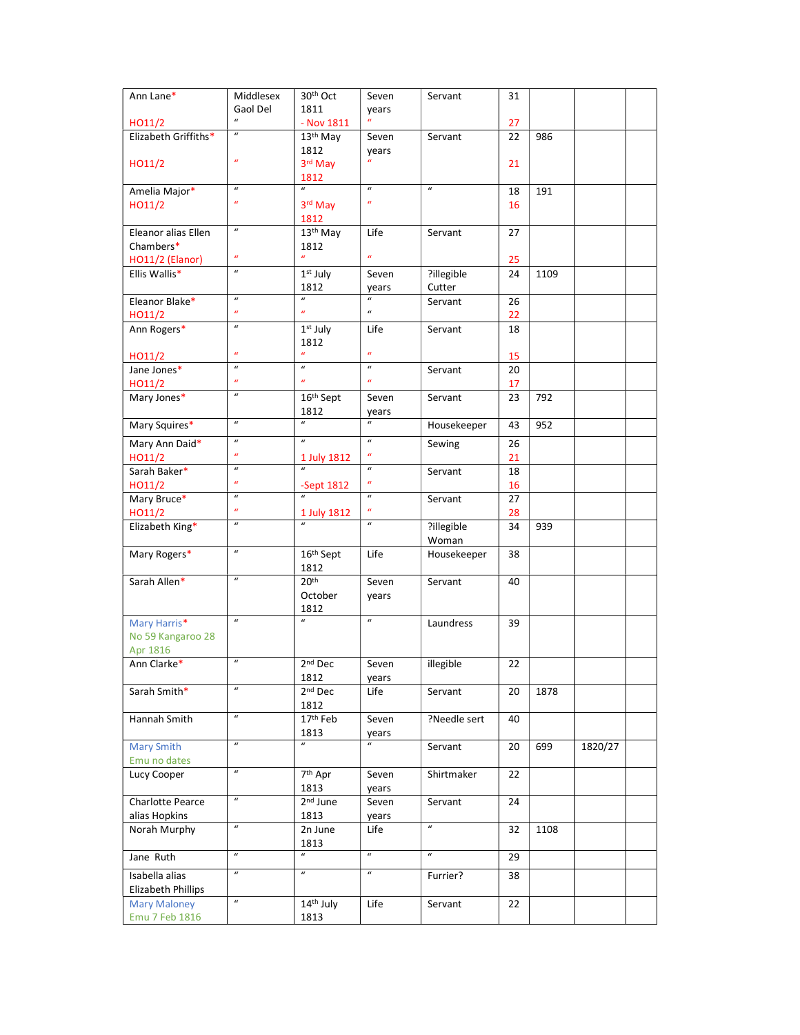| | | | | | | | | |
|---|---|---|---|---|---|---|---|---|
| Ann Lane*<br>HO11/2 | Middlesex Gaol Del<br>" | 30th Oct 1811<br>- Nov 1811 | Seven years<br>" | Servant | 31<br>27 | | | |
| Elizabeth Griffiths*<br>HO11/2 | "<br>" | 13th May 1812<br>3rd May 1812 | Seven years<br>" | Servant | 22<br>21 | 986 | | |
| Amelia Major*<br>HO11/2 | "<br>" | "<br>3rd May 1812 | "<br>" | " | 18<br>16 | 191 | | |
| Eleanor alias Ellen Chambers*<br>HO11/2 (Elanor) | "<br>" | 13th May 1812<br>" | Life<br>" | Servant | 27<br>25 | | | |
| Ellis Wallis* | " | 1st July 1812 | Seven years | ?illegible Cutter | 24 | 1109 | | |
| Eleanor Blake*<br>HO11/2 | "<br>" | "<br>" | "<br>" | Servant | 26<br>22 | | | |
| Ann Rogers*<br>HO11/2 | "<br>" | 1st July 1812<br>" | Life<br>" | Servant | 18<br>15 | | | |
| Jane Jones*<br>HO11/2 | "<br>" | "<br>" | "<br>" | Servant | 20<br>17 | | | |
| Mary Jones* | " | 16th Sept 1812 | Seven years | Servant | 23 | 792 | | |
| Mary Squires* | " | " | " | Housekeeper | 43 | 952 | | |
| Mary Ann Daid*<br>HO11/2 | "<br>" | "<br>1 July 1812 | "<br>" | Sewing | 26<br>21 | | | |
| Sarah Baker*<br>HO11/2 | "<br>" | "<br>-Sept 1812 | "<br>" | Servant | 18<br>16 | | | |
| Mary Bruce*<br>HO11/2 | "<br>" | "<br>1 July 1812 | "<br>" | Servant | 27<br>28 | | | |
| Elizabeth King* | " | " | " | ?illegible Woman | 34 | 939 | | |
| Mary Rogers* | " | 16th Sept 1812 | Life | Housekeeper | 38 | | | |
| Sarah Allen* | " | 20th October 1812 | Seven years | Servant | 40 | | | |
| Mary Harris*<br>No 59 Kangaroo 28 Apr 1816 | " | " | " | Laundress | 39 | | | |
| Ann Clarke* | " | 2nd Dec 1812 | Seven years | illegible | 22 | | | |
| Sarah Smith* | " | 2nd Dec 1812 | Life | Servant | 20 | 1878 | | |
| Hannah Smith | " | 17th Feb 1813 | Seven years | ?Needle sert | 40 | | | |
| Mary Smith<br>Emu no dates | " | " | " | Servant | 20 | 699 | 1820/27 | |
| Lucy Cooper | " | 7th Apr 1813 | Seven years | Shirtmaker | 22 | | | |
| Charlotte Pearce alias Hopkins | " | 2nd June 1813 | Seven years | Servant | 24 | | | |
| Norah Murphy | " | 2n June 1813 | Life | " | 32 | 1108 | | |
| Jane Ruth | " | " | " | " | 29 | | | |
| Isabella alias Elizabeth Phillips | " | " | " | Furrier? | 38 | | | |
| Mary Maloney<br>Emu 7 Feb 1816 | " | 14th July 1813 | Life | Servant | 22 | | | |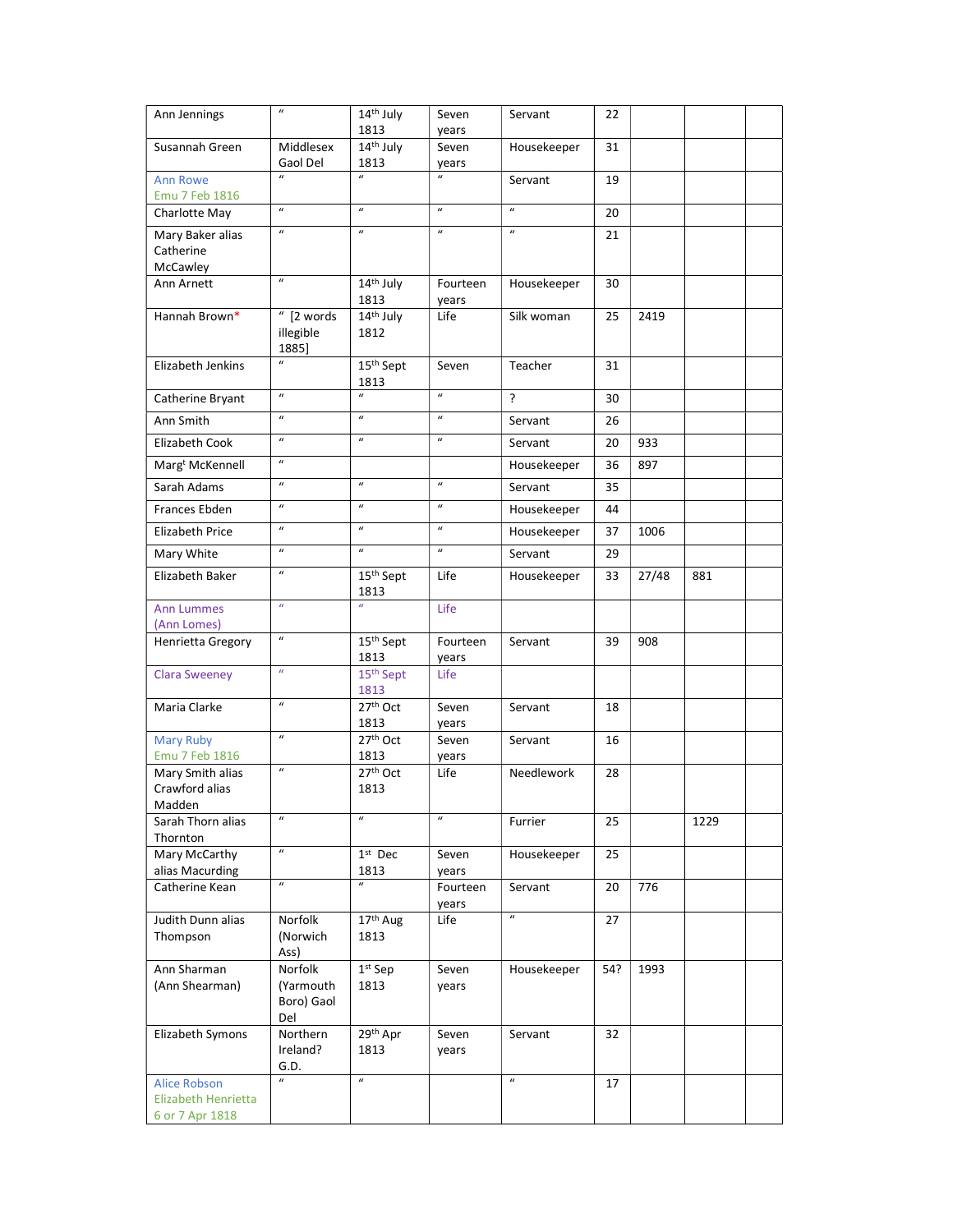| Ann Jennings | " | 14th July 1813 | Seven years | Servant | 22 | | | |
|---|---|---|---|---|---|---|---|---|
| Susannah Green | Middlesex Gaol Del | 14th July 1813 | Seven years | Housekeeper | 31 | | | |
| Ann Rowe Emu 7 Feb 1816 | " | " | " | Servant | 19 | | | |
| Charlotte May | " | " | " | " | 20 | | | |
| Mary Baker alias Catherine McCawley | " | " | " | " | 21 | | | |
| Ann Arnett | " | 14th July 1813 | Fourteen years | Housekeeper | 30 | | | |
| Hannah Brown* | " [2 words illegible 1885] | 14th July 1812 | Life | Silk woman | 25 | 2419 | | |
| Elizabeth Jenkins | " | 15th Sept 1813 | Seven | Teacher | 31 | | | |
| Catherine Bryant | " | " | " | ? | 30 | | | |
| Ann Smith | " | " | " | Servant | 26 | | | |
| Elizabeth Cook | " | " | " | Servant | 20 | 933 | | |
| Margt McKennell | " | | | Housekeeper | 36 | 897 | | |
| Sarah Adams | " | " | " | Servant | 35 | | | |
| Frances Ebden | " | " | " | Housekeeper | 44 | | | |
| Elizabeth Price | " | " | " | Housekeeper | 37 | 1006 | | |
| Mary White | " | " | " | Servant | 29 | | | |
| Elizabeth Baker | " | 15th Sept 1813 | Life | Housekeeper | 33 | 27/48 | 881 | |
| Ann Lummes (Ann Lomes) | " | " | Life | | | | | |
| Henrietta Gregory | " | 15th Sept 1813 | Fourteen years | Servant | 39 | 908 | | |
| Clara Sweeney | " | 15th Sept 1813 | Life | | | | | |
| Maria Clarke | " | 27th Oct 1813 | Seven years | Servant | 18 | | | |
| Mary Ruby Emu 7 Feb 1816 | " | 27th Oct 1813 | Seven years | Servant | 16 | | | |
| Mary Smith alias Crawford alias Madden | " | 27th Oct 1813 | Life | Needlework | 28 | | | |
| Sarah Thorn alias Thornton | " | " | " | Furrier | 25 | | 1229 | |
| Mary McCarthy alias Macurding | " | 1st Dec 1813 | Seven years | Housekeeper | 25 | | | |
| Catherine Kean | " | " | Fourteen years | Servant | 20 | 776 | | |
| Judith Dunn alias Thompson | Norfolk (Norwich Ass) | 17th Aug 1813 | Life | " | 27 | | | |
| Ann Sharman (Ann Shearman) | Norfolk (Yarmouth Boro) Gaol Del | 1st Sep 1813 | Seven years | Housekeeper | 54? | 1993 | | |
| Elizabeth Symons | Northern Ireland? G.D. | 29th Apr 1813 | Seven years | Servant | 32 | | | |
| Alice Robson Elizabeth Henrietta 6 or 7 Apr 1818 | " | " | | " | 17 | | | |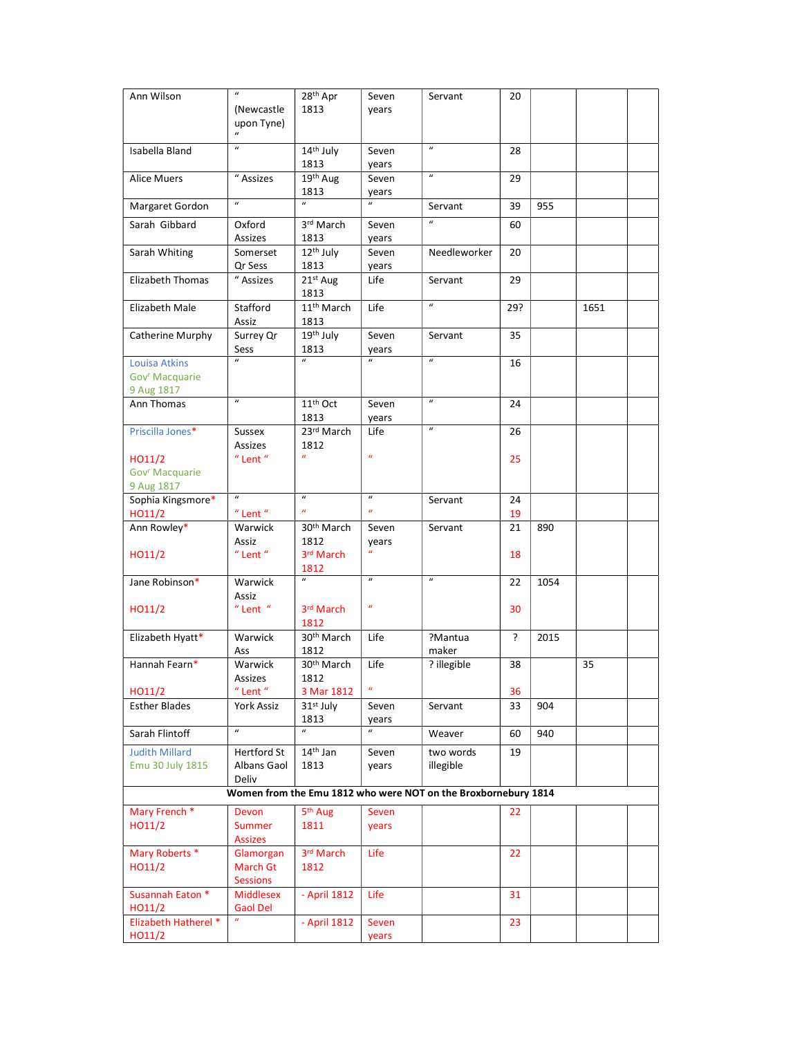| Ann Wilson | " (Newcastle upon Tyne) " | 28th Apr 1813 | Seven years | Servant | 20 | | | |
|---|---|---|---|---|---|---|---|---|
| Isabella Bland | " | 14th July 1813 | Seven years | " | 28 | | | |
| Alice Muers | " Assizes | 19th Aug 1813 | Seven years | " | 29 | | | |
| Margaret Gordon | " | " | " | Servant | 39 | 955 | | |
| Sarah Gibbard | Oxford Assizes | 3rd March 1813 | Seven years | " | 60 | | | |
| Sarah Whiting | Somerset Qr Sess | 12th July 1813 | Seven years | Needleworker | 20 | | | |
| Elizabeth Thomas | " Assizes | 21st Aug 1813 | Life | Servant | 29 | | | |
| Elizabeth Male | Stafford Assiz | 11th March 1813 | Life | " | 29? | | 1651 | |
| Catherine Murphy | Surrey Qr Sess | 19th July 1813 | Seven years | Servant | 35 | | | |
| Louisa Atkins Govr Macquarie 9 Aug 1817 | " | " | " | " | 16 | | | |
| Ann Thomas | " | 11th Oct 1813 | Seven years | " | 24 | | | |
| Priscilla Jones* HO11/2 Govr Macquarie 9 Aug 1817 | Sussex Assizes " Lent " | 23rd March 1812 " | Life " | " | 26 25 | | | |
| Sophia Kingsmore* HO11/2 | " " Lent " | " " | " " | Servant | 24 19 | | | |
| Ann Rowley* HO11/2 | Warwick Assiz " Lent " | 30th March 1812 3rd March 1812 | Seven years " | Servant | 21 18 | 890 | | |
| Jane Robinson* HO11/2 | Warwick Assiz " Lent " | " 3rd March 1812 | " " | " | 22 30 | 1054 | | |
| Elizabeth Hyatt* | Warwick Ass | 30th March 1812 | Life | ?Mantua maker | ? | 2015 | | |
| Hannah Fearn* HO11/2 | Warwick Assizes " Lent " | 30th March 1812 3 Mar 1812 | Life " | ? illegible | 38 36 | | 35 | |
| Esther Blades | York Assiz | 31st July 1813 | Seven years | Servant | 33 | 904 | | |
| Sarah Flintoff | " | " | " | Weaver | 60 | 940 | | |
| Judith Millard Emu 30 July 1815 | Hertford St Albans Gaol Deliv | 14th Jan 1813 | Seven years | two words illegible | 19 | | | |
| **Women from the Emu 1812 who were NOT on the Broxbornebury 1814** | | | | | | | | |
| Mary French * HO11/2 | Devon Summer Assizes | 5th Aug 1811 | Seven years | | 22 | | | |
| Mary Roberts * HO11/2 | Glamorgan March Gt Sessions | 3rd March 1812 | Life | | 22 | | | |
| Susannah Eaton * HO11/2 | Middlesex Gaol Del | - April 1812 | Life | | 31 | | | |
| Elizabeth Hatherel * HO11/2 | " | - April 1812 | Seven years | | 23 | | | |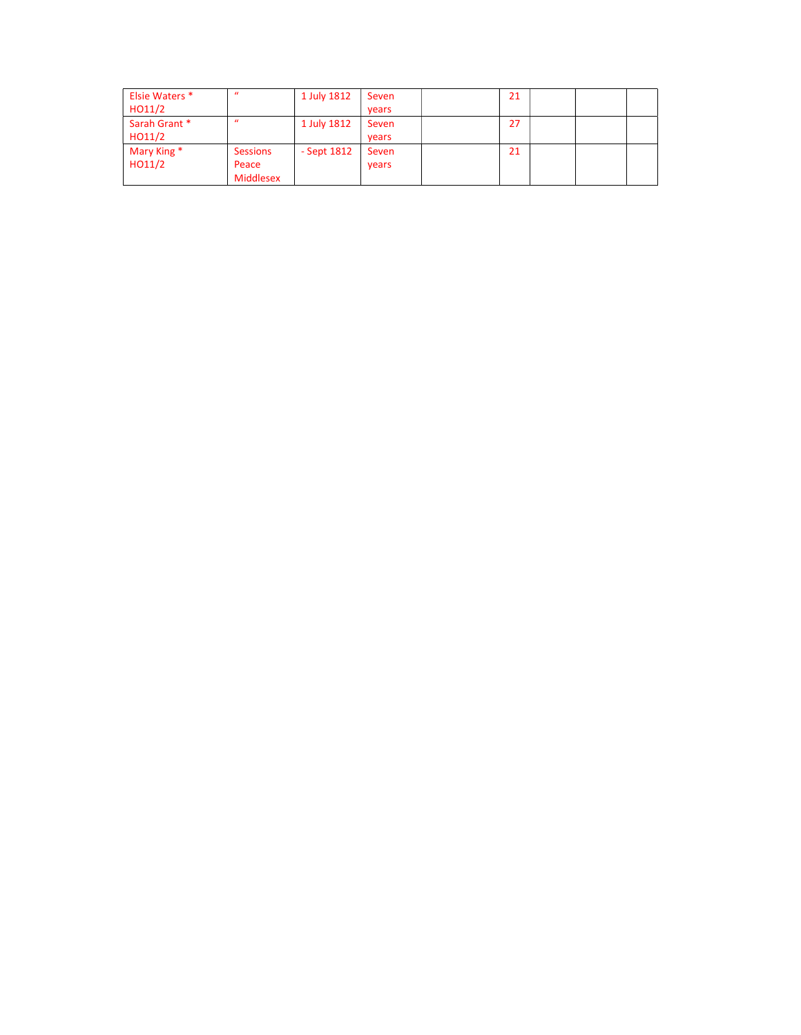| | | | | | | | | |
|---|---|---|---|---|---|---|---|---|
| Elsie Waters * HO11/2 | " | 1 July 1812 | Seven years | | 21 | | | |
| Sarah Grant * HO11/2 | " | 1 July 1812 | Seven years | | 27 | | | |
| Mary King * HO11/2 | Sessions Peace Middlesex | - Sept 1812 | Seven years | | 21 | | | |